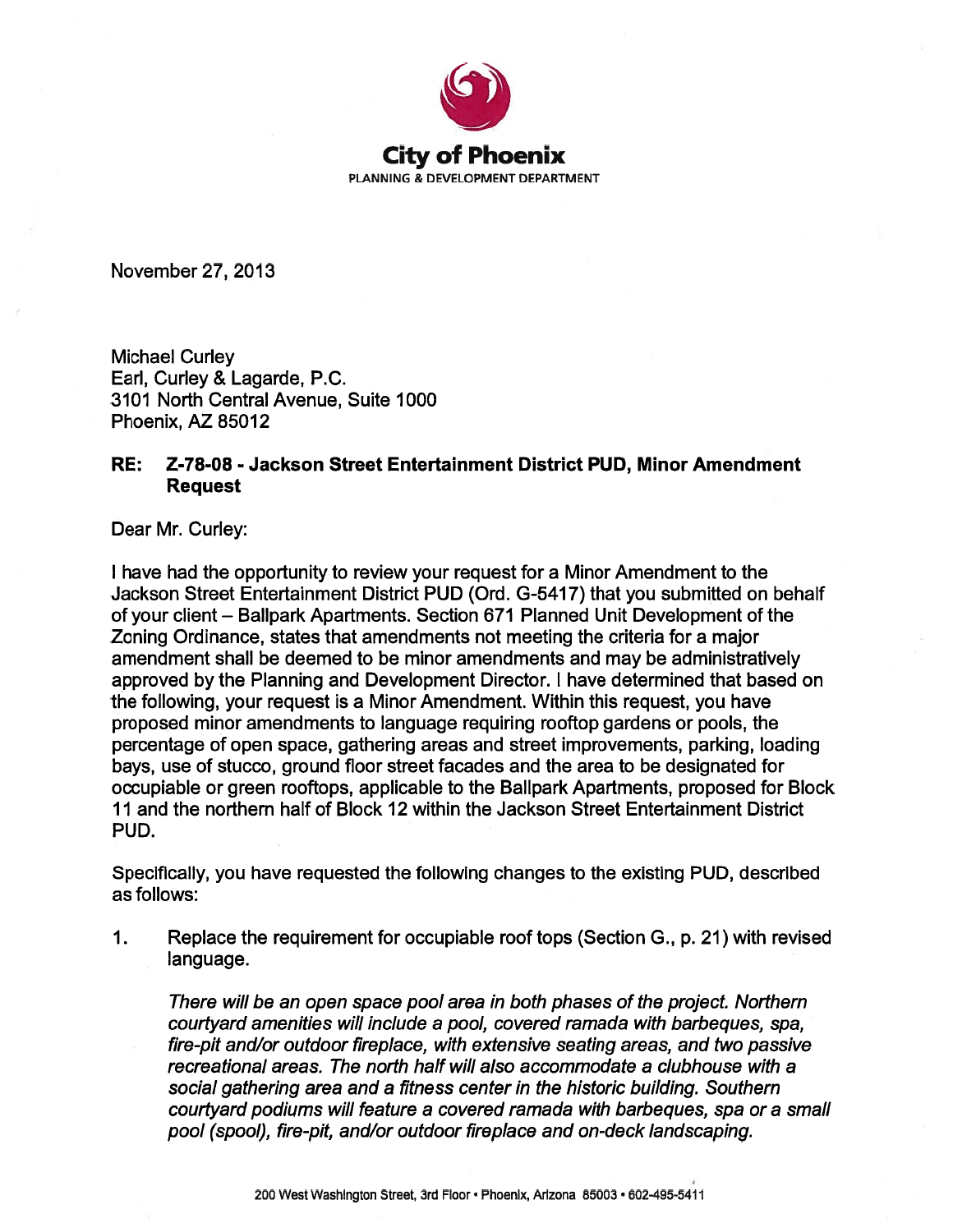**City of Phoenix**

PLANNING & DEVELOPMENT DEPARTMENT

November 27, 2013

Michael Curley
Earl, Curley & Lagarde, P.C.
3101 North Central Avenue, Suite 1000
Phoenix, AZ 85012

**RE: Z-78-08 - Jackson Street Entertainment District PUD, Minor Amendment Request**

Dear Mr. Curley:

I have had the opportunity to review your request for a Minor Amendment to the Jackson Street Entertainment District PUD (Ord. G-5417) that you submitted on behalf of your client – Ballpark Apartments. Section 671 Planned Unit Development of the Zoning Ordinance, states that amendments not meeting the criteria for a major amendment shall be deemed to be minor amendments and may be administratively approved by the Planning and Development Director. I have determined that based on the following, your request is a Minor Amendment. Within this request, you have proposed minor amendments to language requiring rooftop gardens or pools, the percentage of open space, gathering areas and street improvements, parking, loading bays, use of stucco, ground floor street facades and the area to be designated for occupiable or green rooftops, applicable to the Ballpark Apartments, proposed for Block 11 and the northern half of Block 12 within the Jackson Street Entertainment District PUD.

Specifically, you have requested the following changes to the existing PUD, described as follows:

1. Replace the requirement for occupiable roof tops (Section G., p. 21) with revised language.

   *There will be an open space pool area in both phases of the project. Northern courtyard amenities will include a pool, covered ramada with barbeques, spa, fire-pit and/or outdoor fireplace, with extensive seating areas, and two passive recreational areas. The north half will also accommodate a clubhouse with a social gathering area and a fitness center in the historic building. Southern courtyard podiums will feature a covered ramada with barbeques, spa or a small pool (spool), fire-pit, and/or outdoor fireplace and on-deck landscaping.*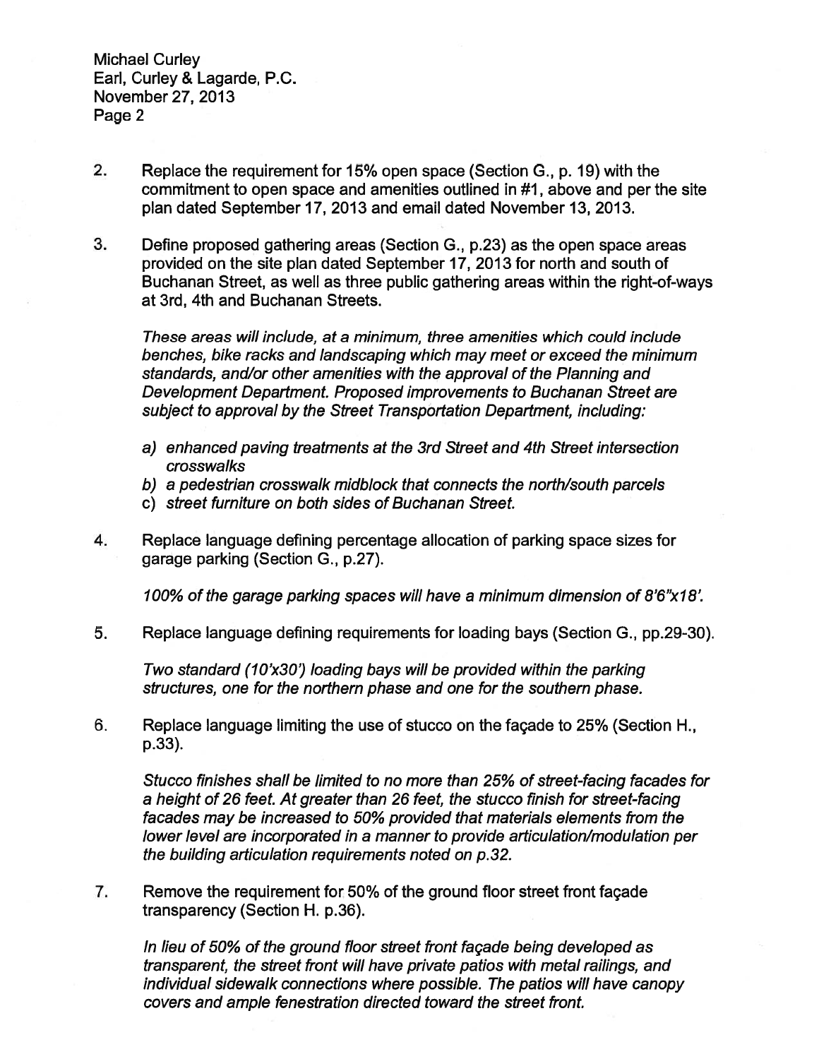Michael Curley
Earl, Curley & Lagarde, P.C.
November 27, 2013
Page 2

2. Replace the requirement for 15% open space (Section G., p. 19) with the commitment to open space and amenities outlined in #1, above and per the site plan dated September 17, 2013 and email dated November 13, 2013.

3. Define proposed gathering areas (Section G., p.23) as the open space areas provided on the site plan dated September 17, 2013 for north and south of Buchanan Street, as well as three public gathering areas within the right-of-ways at 3rd, 4th and Buchanan Streets.

   *These areas will include, at a minimum, three amenities which could include benches, bike racks and landscaping which may meet or exceed the minimum standards, and/or other amenities with the approval of the Planning and Development Department. Proposed improvements to Buchanan Street are subject to approval by the Street Transportation Department, including:*

   *a) enhanced paving treatments at the 3rd Street and 4th Street intersection crosswalks*
   *b) a pedestrian crosswalk midblock that connects the north/south parcels*
   *c) street furniture on both sides of Buchanan Street.*

4. Replace language defining percentage allocation of parking space sizes for garage parking (Section G., p.27).

   *100% of the garage parking spaces will have a minimum dimension of 8'6"x18'.*

5. Replace language defining requirements for loading bays (Section G., pp.29-30).

   *Two standard (10'x30') loading bays will be provided within the parking structures, one for the northern phase and one for the southern phase.*

6. Replace language limiting the use of stucco on the façade to 25% (Section H., p.33).

   *Stucco finishes shall be limited to no more than 25% of street-facing facades for a height of 26 feet. At greater than 26 feet, the stucco finish for street-facing facades may be increased to 50% provided that materials elements from the lower level are incorporated in a manner to provide articulation/modulation per the building articulation requirements noted on p.32.*

7. Remove the requirement for 50% of the ground floor street front façade transparency (Section H. p.36).

   *In lieu of 50% of the ground floor street front façade being developed as transparent, the street front will have private patios with metal railings, and individual sidewalk connections where possible. The patios will have canopy covers and ample fenestration directed toward the street front.*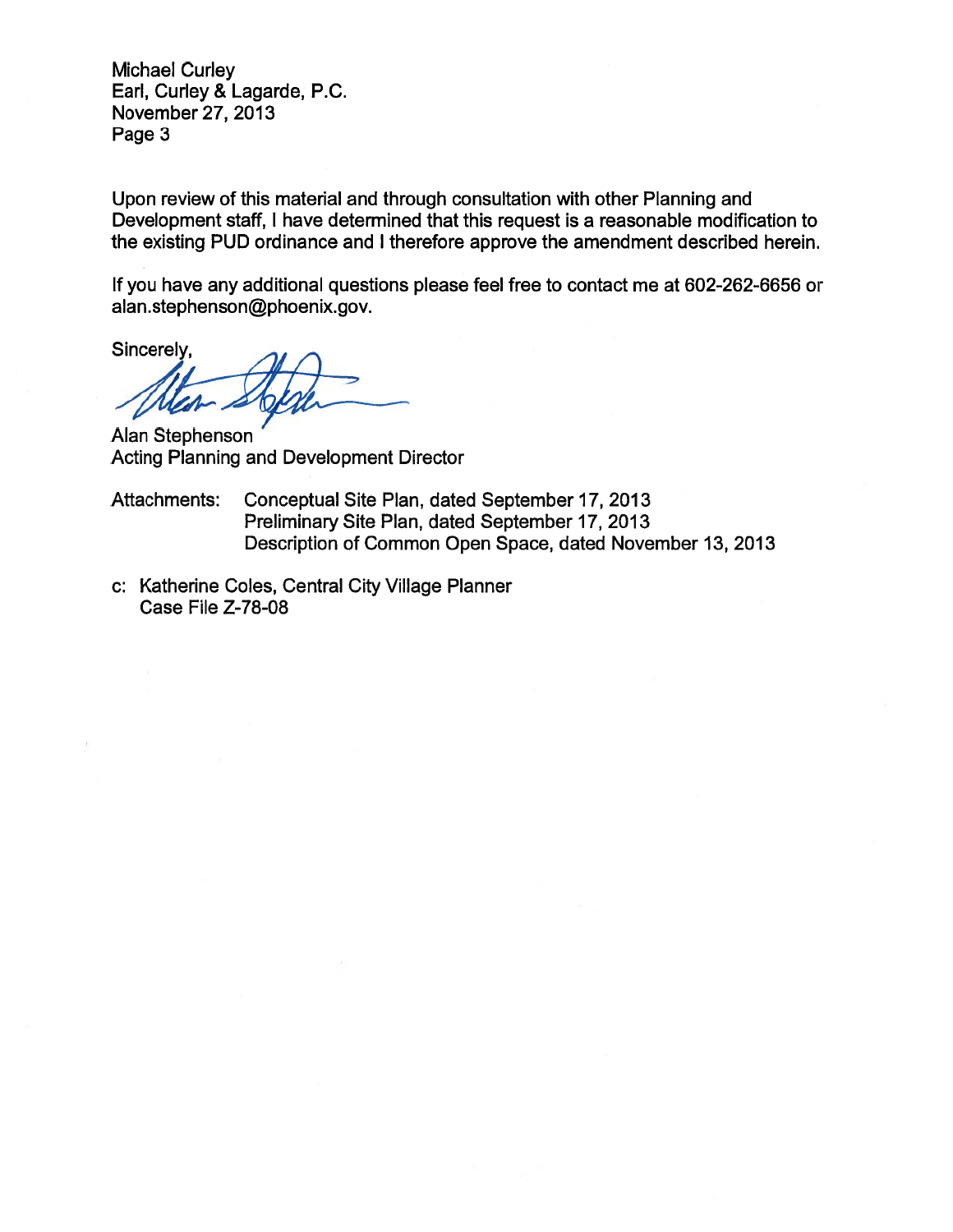Upon review of this material and through consultation with other Planning and Development staff, I have determined that this request is a reasonable modification to the existing PUD ordinance and I therefore approve the amendment described herein.

If you have any additional questions please feel free to contact me at 602-262-6656 or alan.stephenson@phoenix.gov.

Sincerely,

Alan Stephenson
Acting Planning and Development Director

Attachments: Conceptual Site Plan, dated September 17, 2013
Preliminary Site Plan, dated September 17, 2013
Description of Common Open Space, dated November 13, 2013

c: Katherine Coles, Central City Village Planner
Case File Z-78-08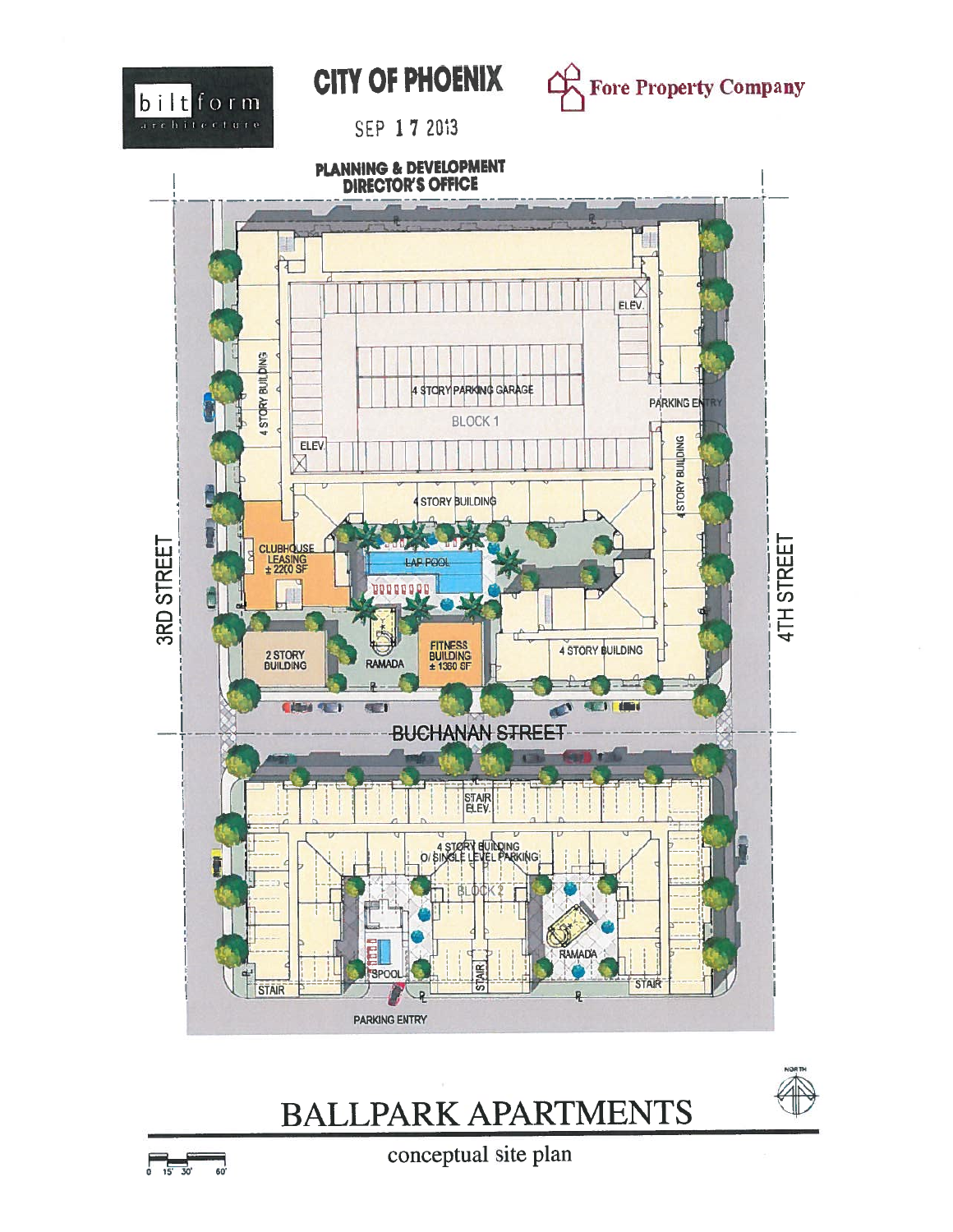biltform architecture

# CITY OF PHOENIX

SEP 17 2013

PLANNING & DEVELOPMENT DIRECTOR'S OFFICE

Fore Property Company

3RD STREET

4TH STREET

BUCHANAN STREET

4 STORY BUILDING

4 STORY PARKING GARAGE

BLOCK 1

ELEV.

PARKING ENTRY

CLUBHOUSE LEASING ± 2200 SF

LAP POOL

2 STORY BUILDING

RAMADA

FITNESS BUILDING ± 1360 SF

STAIR ELEV.

4 STORY BUILDING O/ SINGLE LEVEL PARKING

BLOCK 2

SPOOL

STAIR

PARKING ENTRY

NORTH

0 15' 30' 60'

# BALLPARK APARTMENTS

conceptual site plan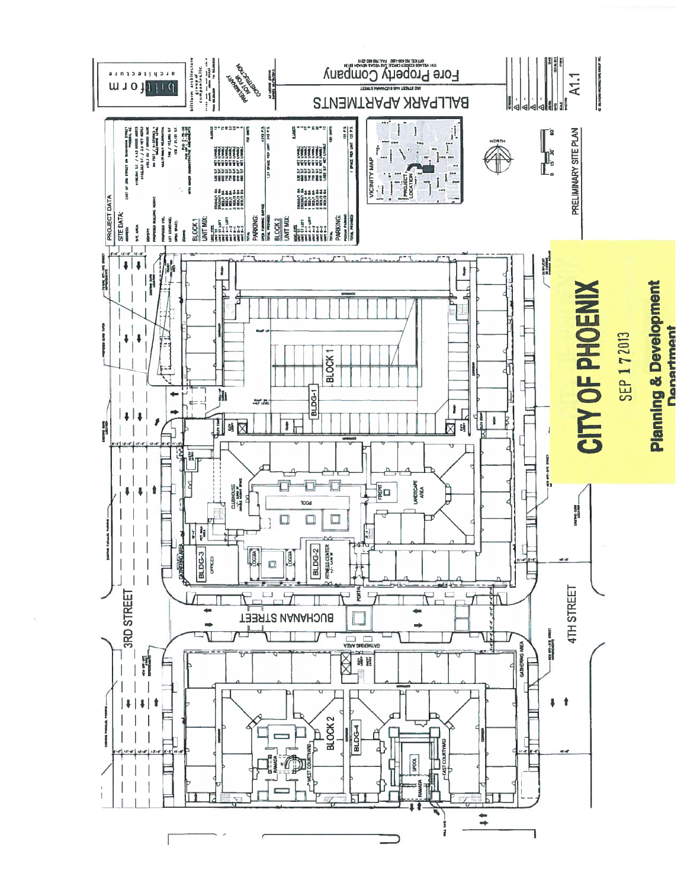# BALLPARK APARTMENTS

Fore Property Company

3RD STREET AND BUCHANAN STREET

bitform architecture

PRELIMINARY NOT FOR CONSTRUCTION

A1.1

## PRELIMINARY SITE PLAN

### PROJECT DATA

**SITE DATA:**

**PARKING:**

BLOCK 1

BLOCK 2

BLDG-1

BLDG-2

BLDG-3

BLDG-4

CLUBHOUSE

POOL

FITNESS CENTER

OFFICES

GATHERING AREA

LANDSCAPE AREA

WEST COURTYARD

EAST COURTYARD

RAMADA

SPOOL

LOGGIA

PORTAL

3RD STREET

4TH STREET

BUCHANAN STREET

VICINITY MAP

PROJECT LOCATION

NORTH

**CITY OF PHOENIX**

SEP 17 2013

**Planning & Development Department**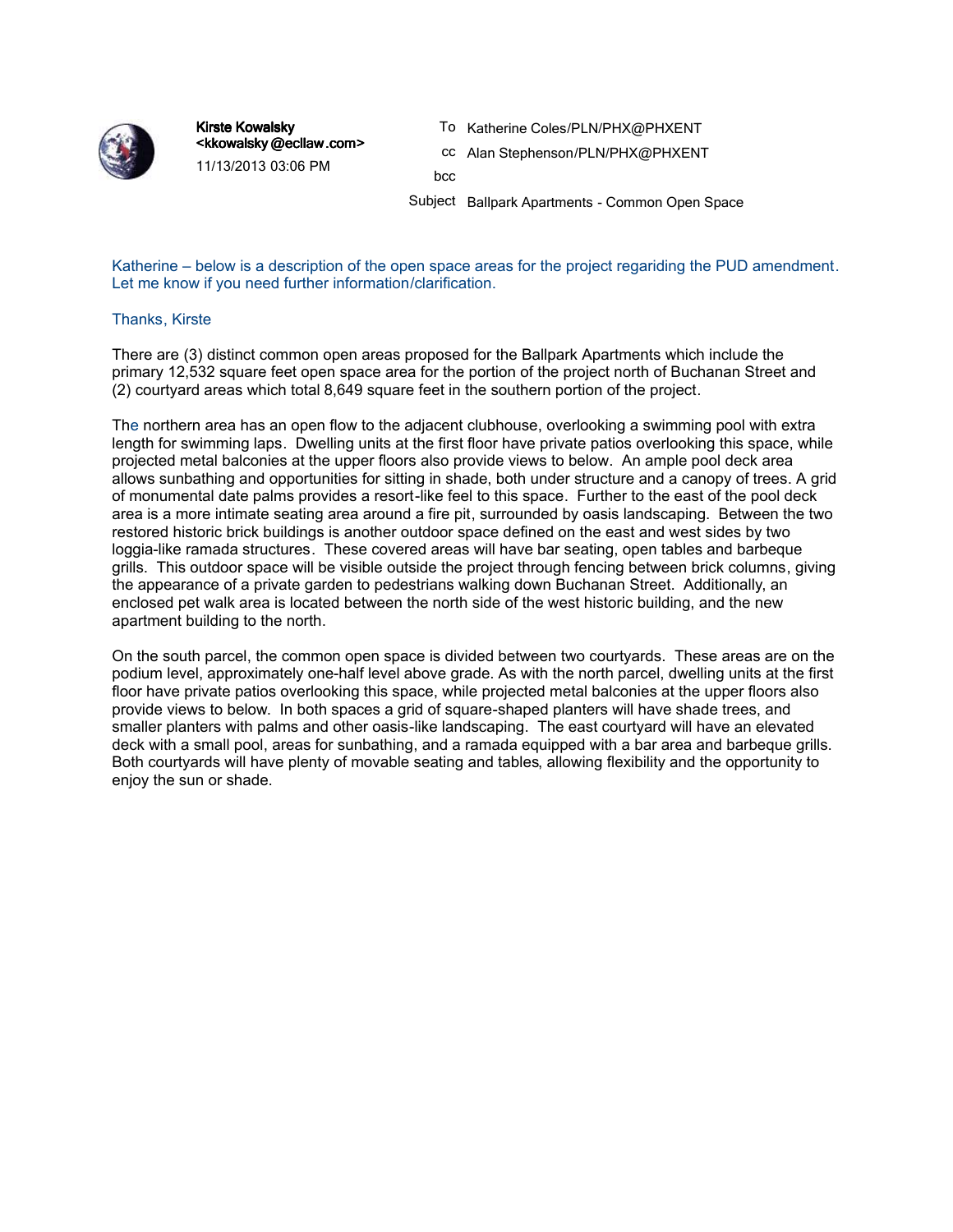Kirste Kowalsky
<kkowalsky@ecllaw.com>
11/13/2013 03:06 PM

To Katherine Coles/PLN/PHX@PHXENT
cc Alan Stephenson/PLN/PHX@PHXENT
bcc
Subject Ballpark Apartments - Common Open Space

Katherine – below is a description of the open space areas for the project regariding the PUD amendment. Let me know if you need further information/clarification.

Thanks, Kirste

There are (3) distinct common open areas proposed for the Ballpark Apartments which include the primary 12,532 square feet open space area for the portion of the project north of Buchanan Street and (2) courtyard areas which total 8,649 square feet in the southern portion of the project.

The northern area has an open flow to the adjacent clubhouse, overlooking a swimming pool with extra length for swimming laps. Dwelling units at the first floor have private patios overlooking this space, while projected metal balconies at the upper floors also provide views to below. An ample pool deck area allows sunbathing and opportunities for sitting in shade, both under structure and a canopy of trees. A grid of monumental date palms provides a resort-like feel to this space. Further to the east of the pool deck area is a more intimate seating area around a fire pit, surrounded by oasis landscaping. Between the two restored historic brick buildings is another outdoor space defined on the east and west sides by two loggia-like ramada structures. These covered areas will have bar seating, open tables and barbeque grills. This outdoor space will be visible outside the project through fencing between brick columns, giving the appearance of a private garden to pedestrians walking down Buchanan Street. Additionally, an enclosed pet walk area is located between the north side of the west historic building, and the new apartment building to the north.

On the south parcel, the common open space is divided between two courtyards. These areas are on the podium level, approximately one-half level above grade. As with the north parcel, dwelling units at the first floor have private patios overlooking this space, while projected metal balconies at the upper floors also provide views to below. In both spaces a grid of square-shaped planters will have shade trees, and smaller planters with palms and other oasis-like landscaping. The east courtyard will have an elevated deck with a small pool, areas for sunbathing, and a ramada equipped with a bar area and barbeque grills. Both courtyards will have plenty of movable seating and tables, allowing flexibility and the opportunity to enjoy the sun or shade.